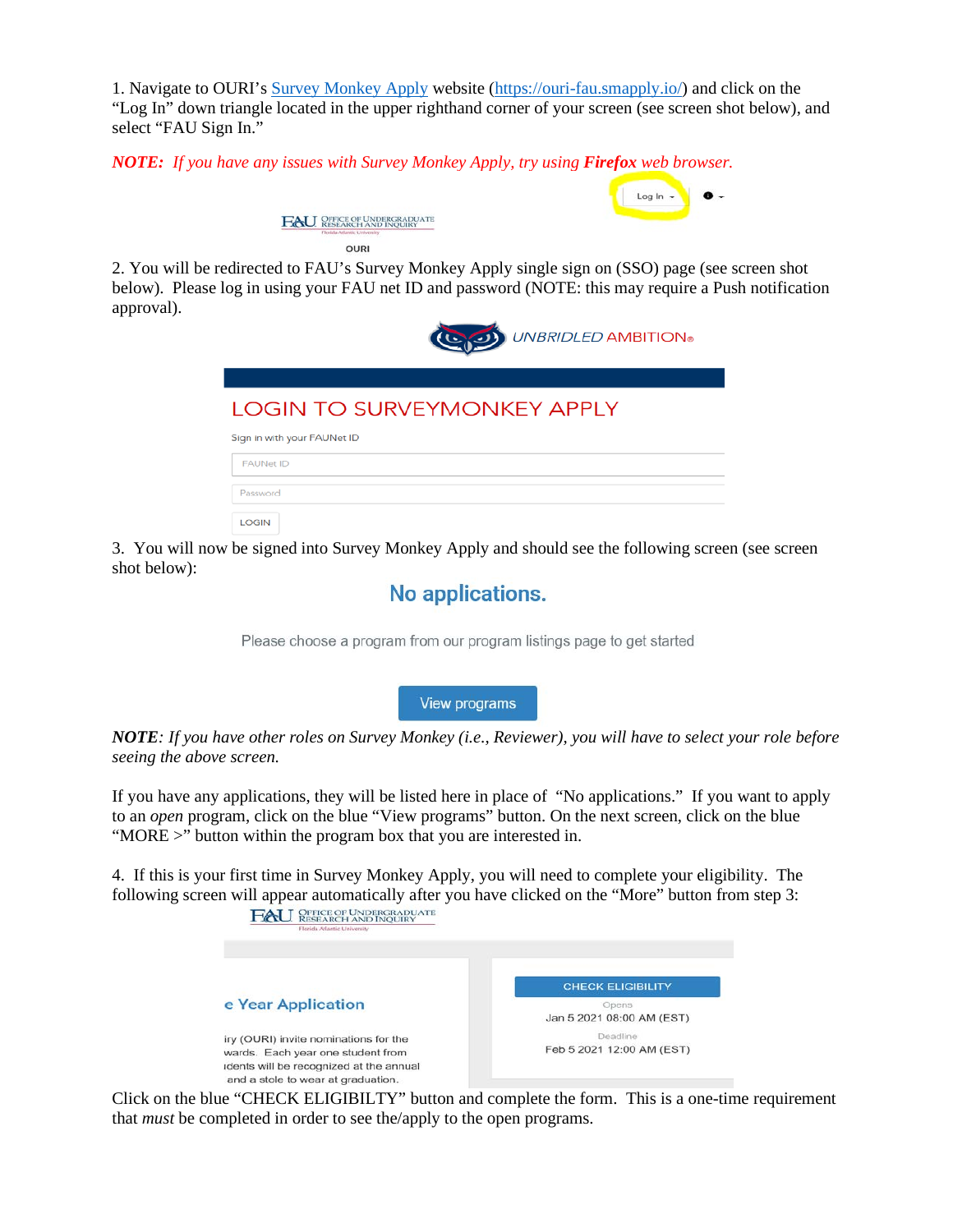1. Navigate to OURI's [Survey Monkey Apply](https://ouri-fau.smapply.io/) website ([https://ouri-fau.smapply.io/](https://ouri-fau.smapply.io/)) and click on the "Log In" down triangle located in the upper righthand corner of your screen (see screen shot below), and select "FAU Sign In."

***NOTE:** If you have any issues with Survey Monkey Apply, try using **Firefox** web browser.*

Log In

OURI

2. You will be redirected to FAU's Survey Monkey Apply single sign on (SSO) page (see screen shot below). Please log in using your FAU net ID and password (NOTE: this may require a Push notification approval).

UNBRIDLED AMBITION®

LOGIN TO SURVEYMONKEY APPLY

Sign in with your FAUNet ID

FAUNet ID

Password

LOGIN

3. You will now be signed into Survey Monkey Apply and should see the following screen (see screen shot below):

No applications.

Please choose a program from our program listings page to get started

View programs

***NOTE**: If you have other roles on Survey Monkey (i.e., Reviewer), you will have to select your role before seeing the above screen.*

If you have any applications, they will be listed here in place of "No applications." If you want to apply to an *open* program, click on the blue "View programs" button. On the next screen, click on the blue "MORE >" button within the program box that you are interested in.

4. If this is your first time in Survey Monkey Apply, you will need to complete your eligibility. The following screen will appear automatically after you have clicked on the "More" button from step 3:

e Year Application

iry (OURI) invite nominations for the wards. Each year one student from idents will be recognized at the annual and a stole to wear at graduation.

CHECK ELIGIBILITY

Opens
Jan 5 2021 08:00 AM (EST)

Deadline
Feb 5 2021 12:00 AM (EST)

Click on the blue "CHECK ELIGIBILTY" button and complete the form. This is a one-time requirement that *must* be completed in order to see the/apply to the open programs.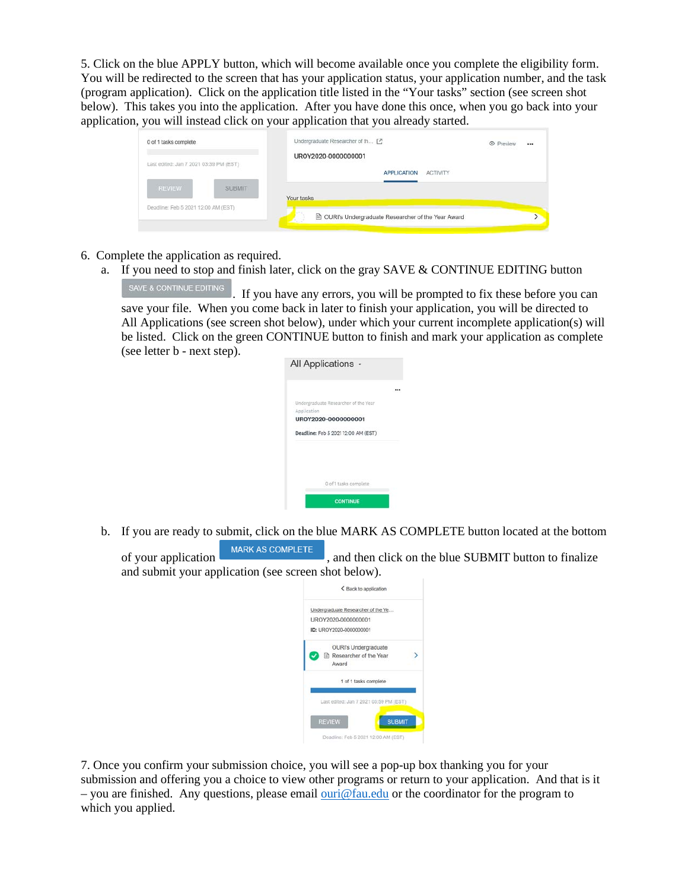5. Click on the blue APPLY button, which will become available once you complete the eligibility form. You will be redirected to the screen that has your application status, your application number, and the task (program application). Click on the application title listed in the "Your tasks" section (see screen shot below). This takes you into the application. After you have done this once, when you go back into your application, you will instead click on your application that you already started.

6. Complete the application as required.
   a. If you need to stop and finish later, click on the gray SAVE & CONTINUE EDITING button. If you have any errors, you will be prompted to fix these before you can save your file. When you come back in later to finish your application, you will be directed to All Applications (see screen shot below), under which your current incomplete application(s) will be listed. Click on the green CONTINUE button to finish and mark your application as complete (see letter b - next step).

   b. If you are ready to submit, click on the blue MARK AS COMPLETE button located at the bottom of your application, and then click on the blue SUBMIT button to finalize and submit your application (see screen shot below).

7. Once you confirm your submission choice, you will see a pop-up box thanking you for your submission and offering you a choice to view other programs or return to your application. And that is it – you are finished. Any questions, please email ouri@fau.edu or the coordinator for the program to which you applied.